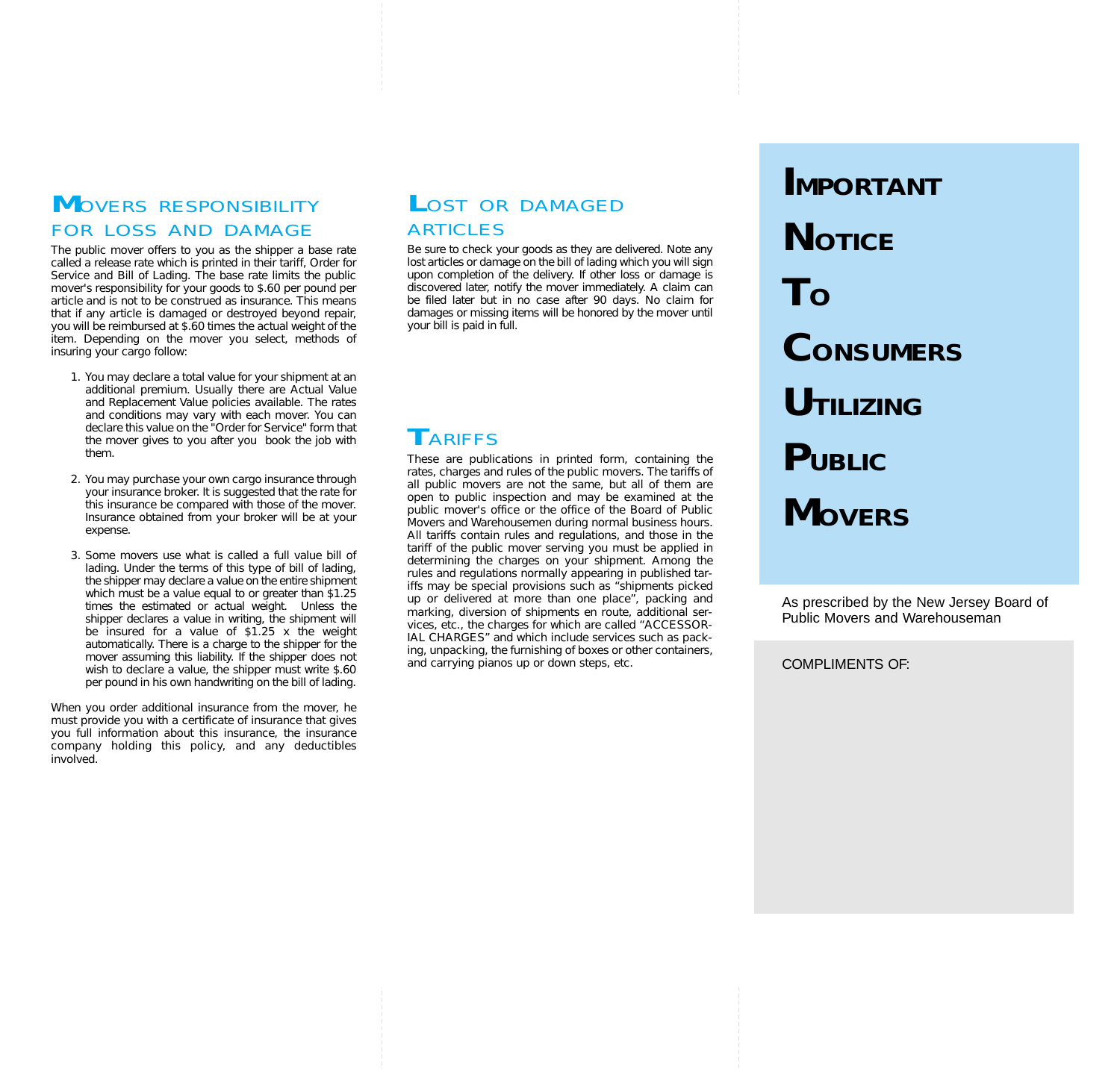## MOVERS RESPONSIBILITY FOR LOSS AND DAMAGE

The public mover offers to you as the shipper a base rate called a release rate which is printed in their tariff, Order for Service and Bill of Lading. The base rate limits the public mover's responsibility for your goods to $.60 per pound per article and is not to be construed as insurance. This means that if any article is damaged or destroyed beyond repair, you will be reimbursed at $.60 times the actual weight of the item. Depending on the mover you select, methods of insuring your cargo follow:

1. You may declare a total value for your shipment at an additional premium. Usually there are Actual Value and Replacement Value policies available. The rates and conditions may vary with each mover. You can declare this value on the "Order for Service" form that the mover gives to you after you book the job with them.

2. You may purchase your own cargo insurance through your insurance broker. It is suggested that the rate for this insurance be compared with those of the mover. Insurance obtained from your broker will be at your expense.

3. Some movers use what is called a full value bill of lading. Under the terms of this type of bill of lading, the shipper may declare a value on the entire shipment which must be a value equal to or greater than $1.25 times the estimated or actual weight. Unless the shipper declares a value in writing, the shipment will be insured for a value of $1.25 x the weight automatically. There is a charge to the shipper for the mover assuming this liability. If the shipper does not wish to declare a value, the shipper must write $.60 per pound in his own handwriting on the bill of lading.

When you order additional insurance from the mover, he must provide you with a certificate of insurance that gives you full information about this insurance, the insurance company holding this policy, and any deductibles involved.

## LOST OR DAMAGED ARTICLES

Be sure to check your goods as they are delivered. Note any lost articles or damage on the bill of lading which you will sign upon completion of the delivery. If other loss or damage is discovered later, notify the mover immediately. A claim can be filed later but in no case after 90 days. No claim for damages or missing items will be honored by the mover until your bill is paid in full.

## TARIFFS

These are publications in printed form, containing the rates, charges and rules of the public movers. The tariffs of all public movers are not the same, but all of them are open to public inspection and may be examined at the public mover's office or the office of the Board of Public Movers and Warehousemen during normal business hours. All tariffs contain rules and regulations, and those in the tariff of the public mover serving you must be applied in determining the charges on your shipment. Among the rules and regulations normally appearing in published tariffs may be special provisions such as "shipments picked up or delivered at more than one place", packing and marking, diversion of shipments en route, additional services, etc., the charges for which are called "ACCESSORIAL CHARGES" and which include services such as packing, unpacking, the furnishing of boxes or other containers, and carrying pianos up or down steps, etc.

# IMPORTANT NOTICE TO CONSUMERS UTILIZING PUBLIC MOVERS

As prescribed by the New Jersey Board of Public Movers and Warehouseman

COMPLIMENTS OF: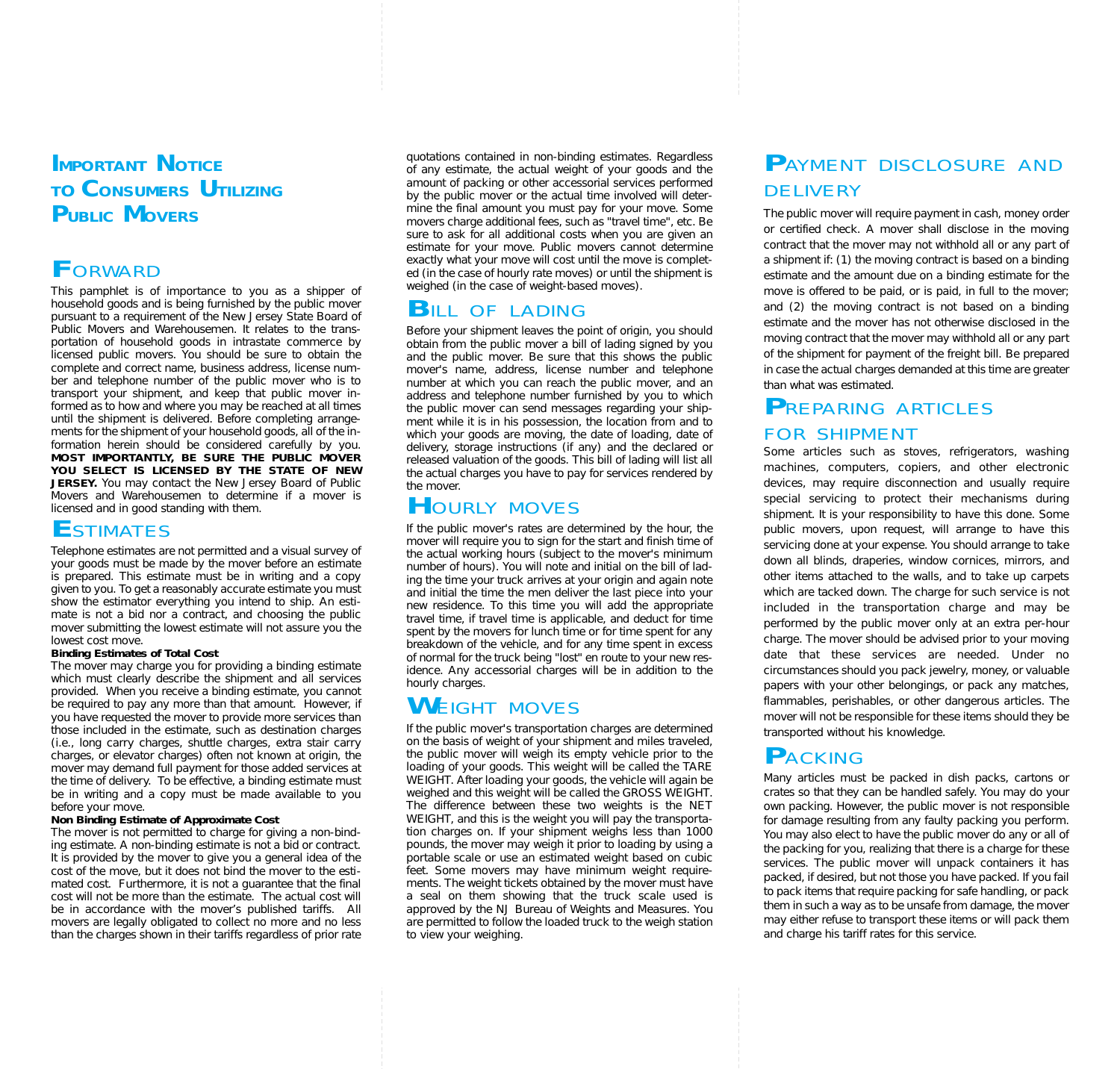# Important Notice to Consumers Utilizing Public Movers

## Forward

This pamphlet is of importance to you as a shipper of household goods and is being furnished by the public mover pursuant to a requirement of the New Jersey State Board of Public Movers and Warehousemen. It relates to the transportation of household goods in intrastate commerce by licensed public movers. You should be sure to obtain the complete and correct name, business address, license number and telephone number of the public mover who is to transport your shipment, and keep that public mover informed as to how and where you may be reached at all times until the shipment is delivered. Before completing arrangements for the shipment of your household goods, all of the information herein should be considered carefully by you. **MOST IMPORTANTLY, BE SURE THE PUBLIC MOVER YOU SELECT IS LICENSED BY THE STATE OF NEW JERSEY.** You may contact the New Jersey Board of Public Movers and Warehousemen to determine if a mover is licensed and in good standing with them.

## Estimates

Telephone estimates are not permitted and a visual survey of your goods must be made by the mover before an estimate is prepared. This estimate must be in writing and a copy given to you. To get a reasonably accurate estimate you must show the estimator everything you intend to ship. An estimate is not a bid nor a contract, and choosing the public mover submitting the lowest estimate will not assure you the lowest cost move.

**Binding Estimates of Total Cost**

The mover may charge you for providing a binding estimate which must clearly describe the shipment and all services provided. When you receive a binding estimate, you cannot be required to pay any more than that amount. However, if you have requested the mover to provide more services than those included in the estimate, such as destination charges (i.e., long carry charges, shuttle charges, extra stair carry charges, or elevator charges) often not known at origin, the mover may demand full payment for those added services at the time of delivery. To be effective, a binding estimate must be in writing and a copy must be made available to you before your move.

**Non Binding Estimate of Approximate Cost**

The mover is not permitted to charge for giving a non-binding estimate. A non-binding estimate is not a bid or contract. It is provided by the mover to give you a general idea of the cost of the move, but it does not bind the mover to the estimated cost. Furthermore, it is not a guarantee that the final cost will not be more than the estimate. The actual cost will be in accordance with the mover's published tariffs. All movers are legally obligated to collect no more and no less than the charges shown in their tariffs regardless of prior rate quotations contained in non-binding estimates. Regardless of any estimate, the actual weight of your goods and the amount of packing or other accessorial services performed by the public mover or the actual time involved will determine the final amount you must pay for your move. Some movers charge additional fees, such as "travel time", etc. Be sure to ask for all additional costs when you are given an estimate for your move. Public movers cannot determine exactly what your move will cost until the move is completed (in the case of hourly rate moves) or until the shipment is weighed (in the case of weight-based moves).

## Bill of Lading

Before your shipment leaves the point of origin, you should obtain from the public mover a bill of lading signed by you and the public mover. Be sure that this shows the public mover's name, address, license number and telephone number at which you can reach the public mover, and an address and telephone number furnished by you to which the public mover can send messages regarding your shipment while it is in his possession, the location from and to which your goods are moving, the date of loading, date of delivery, storage instructions (if any) and the declared or released valuation of the goods. This bill of lading will list all the actual charges you have to pay for services rendered by the mover.

## Hourly Moves

If the public mover's rates are determined by the hour, the mover will require you to sign for the start and finish time of the actual working hours (subject to the mover's minimum number of hours). You will note and initial on the bill of lading the time your truck arrives at your origin and again note and initial the time the men deliver the last piece into your new residence. To this time you will add the appropriate travel time, if travel time is applicable, and deduct for time spent by the movers for lunch time or for time spent for any breakdown of the vehicle, and for any time spent in excess of normal for the truck being "lost" en route to your new residence. Any accessorial charges will be in addition to the hourly charges.

## Weight Moves

If the public mover's transportation charges are determined on the basis of weight of your shipment and miles traveled, the public mover will weigh its empty vehicle prior to the loading of your goods. This weight will be called the TARE WEIGHT. After loading your goods, the vehicle will again be weighed and this weight will be called the GROSS WEIGHT. The difference between these two weights is the NET WEIGHT, and this is the weight you will pay the transportation charges on. If your shipment weighs less than 1000 pounds, the mover may weigh it prior to loading by using a portable scale or use an estimated weight based on cubic feet. Some movers may have minimum weight requirements. The weight tickets obtained by the mover must have a seal on them showing that the truck scale used is approved by the NJ Bureau of Weights and Measures. You are permitted to follow the loaded truck to the weigh station to view your weighing.

## Payment Disclosure and Delivery

The public mover will require payment in cash, money order or certified check. A mover shall disclose in the moving contract that the mover may not withhold all or any part of a shipment if: (1) the moving contract is based on a binding estimate and the amount due on a binding estimate for the move is offered to be paid, or is paid, in full to the mover; and (2) the moving contract is not based on a binding estimate and the mover has not otherwise disclosed in the moving contract that the mover may withhold all or any part of the shipment for payment of the freight bill. Be prepared in case the actual charges demanded at this time are greater than what was estimated.

## Preparing Articles for Shipment

Some articles such as stoves, refrigerators, washing machines, computers, copiers, and other electronic devices, may require disconnection and usually require special servicing to protect their mechanisms during shipment. It is your responsibility to have this done. Some public movers, upon request, will arrange to have this servicing done at your expense. You should arrange to take down all blinds, draperies, window cornices, mirrors, and other items attached to the walls, and to take up carpets which are tacked down. The charge for such service is not included in the transportation charge and may be performed by the public mover only at an extra per-hour charge. The mover should be advised prior to your moving date that these services are needed. Under no circumstances should you pack jewelry, money, or valuable papers with your other belongings, or pack any matches, flammables, perishables, or other dangerous articles. The mover will not be responsible for these items should they be transported without his knowledge.

## Packing

Many articles must be packed in dish packs, cartons or crates so that they can be handled safely. You may do your own packing. However, the public mover is not responsible for damage resulting from any faulty packing you perform. You may also elect to have the public mover do any or all of the packing for you, realizing that there is a charge for these services. The public mover will unpack containers it has packed, if desired, but not those you have packed. If you fail to pack items that require packing for safe handling, or pack them in such a way as to be unsafe from damage, the mover may either refuse to transport these items or will pack them and charge his tariff rates for this service.